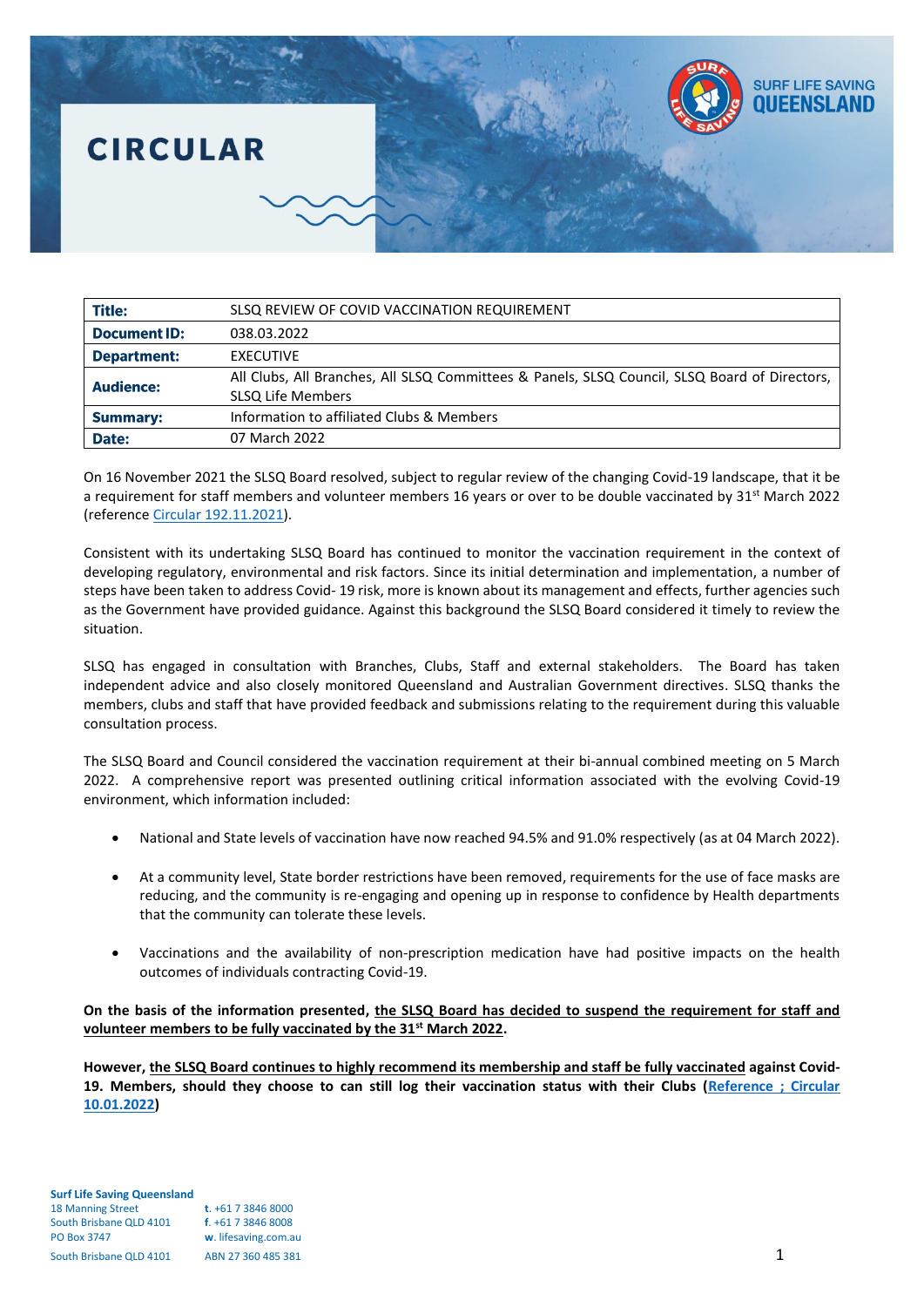# CIRCULAR

| Title: | SLSQ REVIEW OF COVID VACCINATION REQUIREMENT |
|---|---|
| Document ID: | 038.03.2022 |
| Department: | EXECUTIVE |
| Audience: | All Clubs, All Branches, All SLSQ Committees & Panels, SLSQ Council, SLSQ Board of Directors, SLSQ Life Members |
| Summary: | Information to affiliated Clubs & Members |
| Date: | 07 March 2022 |

On 16 November 2021 the SLSQ Board resolved, subject to regular review of the changing Covid-19 landscape, that it be a requirement for staff members and volunteer members 16 years or over to be double vaccinated by 31st March 2022 (reference Circular 192.11.2021).

Consistent with its undertaking SLSQ Board has continued to monitor the vaccination requirement in the context of developing regulatory, environmental and risk factors. Since its initial determination and implementation, a number of steps have been taken to address Covid- 19 risk, more is known about its management and effects, further agencies such as the Government have provided guidance. Against this background the SLSQ Board considered it timely to review the situation.

SLSQ has engaged in consultation with Branches, Clubs, Staff and external stakeholders. The Board has taken independent advice and also closely monitored Queensland and Australian Government directives. SLSQ thanks the members, clubs and staff that have provided feedback and submissions relating to the requirement during this valuable consultation process.

The SLSQ Board and Council considered the vaccination requirement at their bi-annual combined meeting on 5 March 2022. A comprehensive report was presented outlining critical information associated with the evolving Covid-19 environment, which information included:

- National and State levels of vaccination have now reached 94.5% and 91.0% respectively (as at 04 March 2022).
- At a community level, State border restrictions have been removed, requirements for the use of face masks are reducing, and the community is re-engaging and opening up in response to confidence by Health departments that the community can tolerate these levels.
- Vaccinations and the availability of non-prescription medication have had positive impacts on the health outcomes of individuals contracting Covid-19.

**On the basis of the information presented, the SLSQ Board has decided to suspend the requirement for staff and volunteer members to be fully vaccinated by the 31st March 2022.**

**However, the SLSQ Board continues to highly recommend its membership and staff be fully vaccinated against Covid-19. Members, should they choose to can still log their vaccination status with their Clubs (Reference ; Circular 10.01.2022)**

**Surf Life Saving Queensland**
18 Manning Street
South Brisbane QLD 4101
PO Box 3747
South Brisbane QLD 4101

t. +61 7 3846 8000
f. +61 7 3846 8008
w. lifesaving.com.au
ABN 27 360 485 381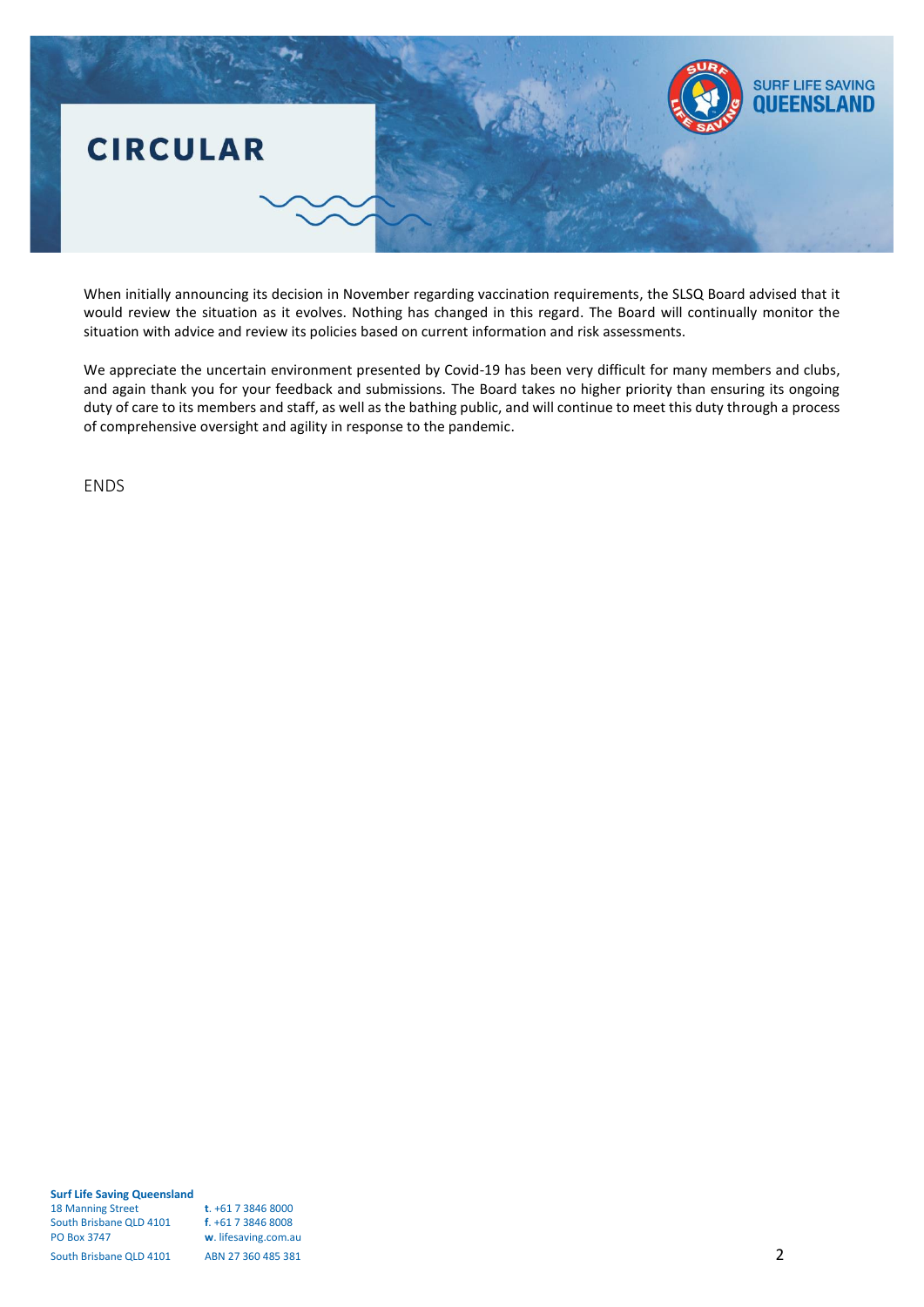When initially announcing its decision in November regarding vaccination requirements, the SLSQ Board advised that it would review the situation as it evolves. Nothing has changed in this regard. The Board will continually monitor the situation with advice and review its policies based on current information and risk assessments.

We appreciate the uncertain environment presented by Covid-19 has been very difficult for many members and clubs, and again thank you for your feedback and submissions. The Board takes no higher priority than ensuring its ongoing duty of care to its members and staff, as well as the bathing public, and will continue to meet this duty through a process of comprehensive oversight and agility in response to the pandemic.

ENDS